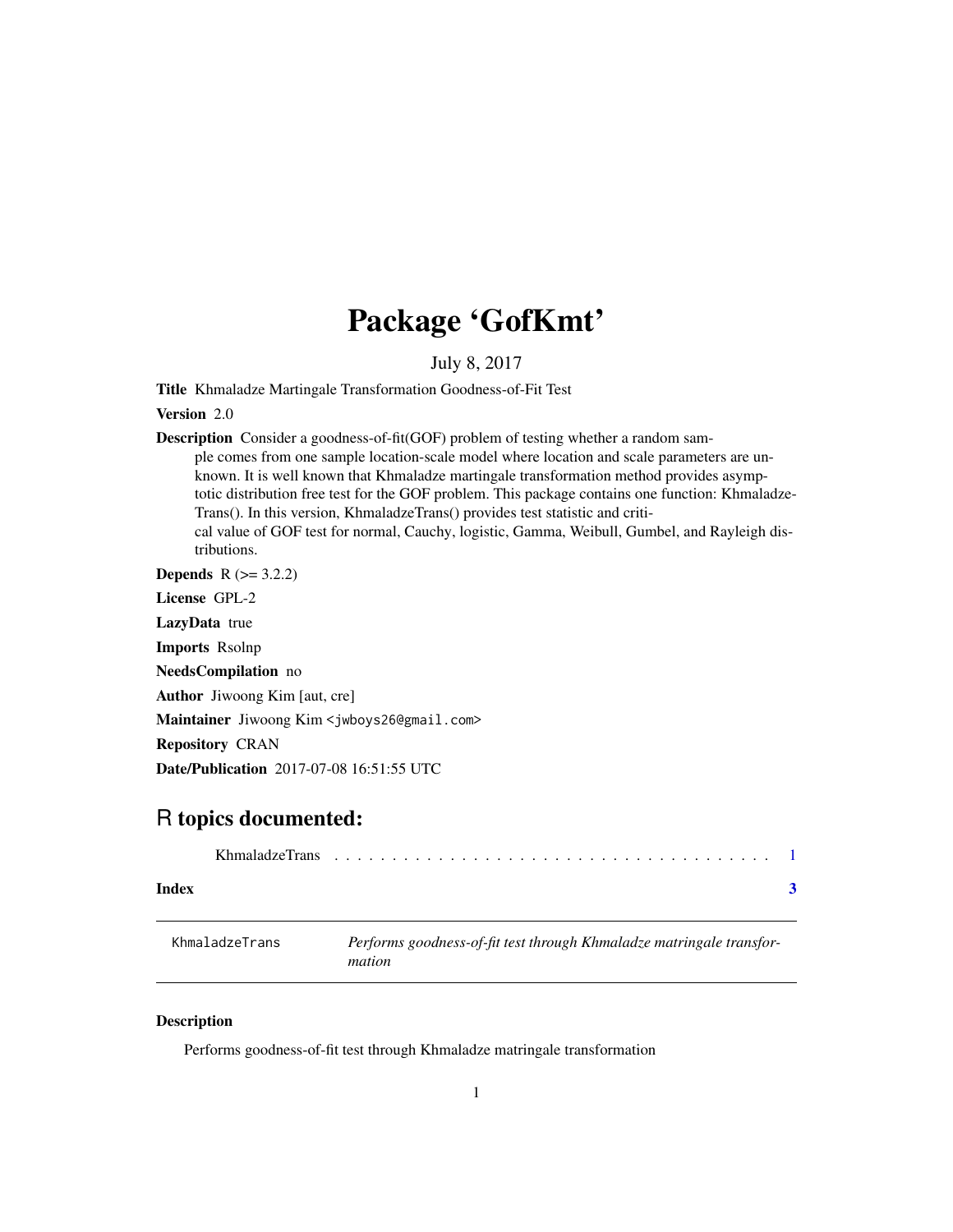# Package 'GofKmt'

July 8, 2017

**Title** Khmaladze Martingale Transformation Goodness-of-Fit Test

**Version** 2.0

**Description** Consider a goodness-of-fit(GOF) problem of testing whether a random sample comes from one sample location-scale model where location and scale parameters are unknown. It is well known that Khmaladze martingale transformation method provides asymptotic distribution free test for the GOF problem. This package contains one function: KhmaladzeTrans(). In this version, KhmaladzeTrans() provides test statistic and critical value of GOF test for normal, Cauchy, logistic, Gamma, Weibull, Gumbel, and Rayleigh distributions.

**Depends** R (>= 3.2.2)

**License** GPL-2

**LazyData** true

**Imports** Rsolnp

**NeedsCompilation** no

**Author** Jiwoong Kim [aut, cre]

**Maintainer** Jiwoong Kim <jwboys26@gmail.com>

**Repository** CRAN

**Date/Publication** 2017-07-08 16:51:55 UTC

## R topics documented:

KhmaladzeTrans . . . . . . . . . . . . . . . . . . . . . . . . . . . . . . . . . . . . . . 1

**Index** **3**

---

KhmaladzeTrans *Performs goodness-of-fit test through Khmaladze matringale transformation*

---

### Description

Performs goodness-of-fit test through Khmaladze matringale transformation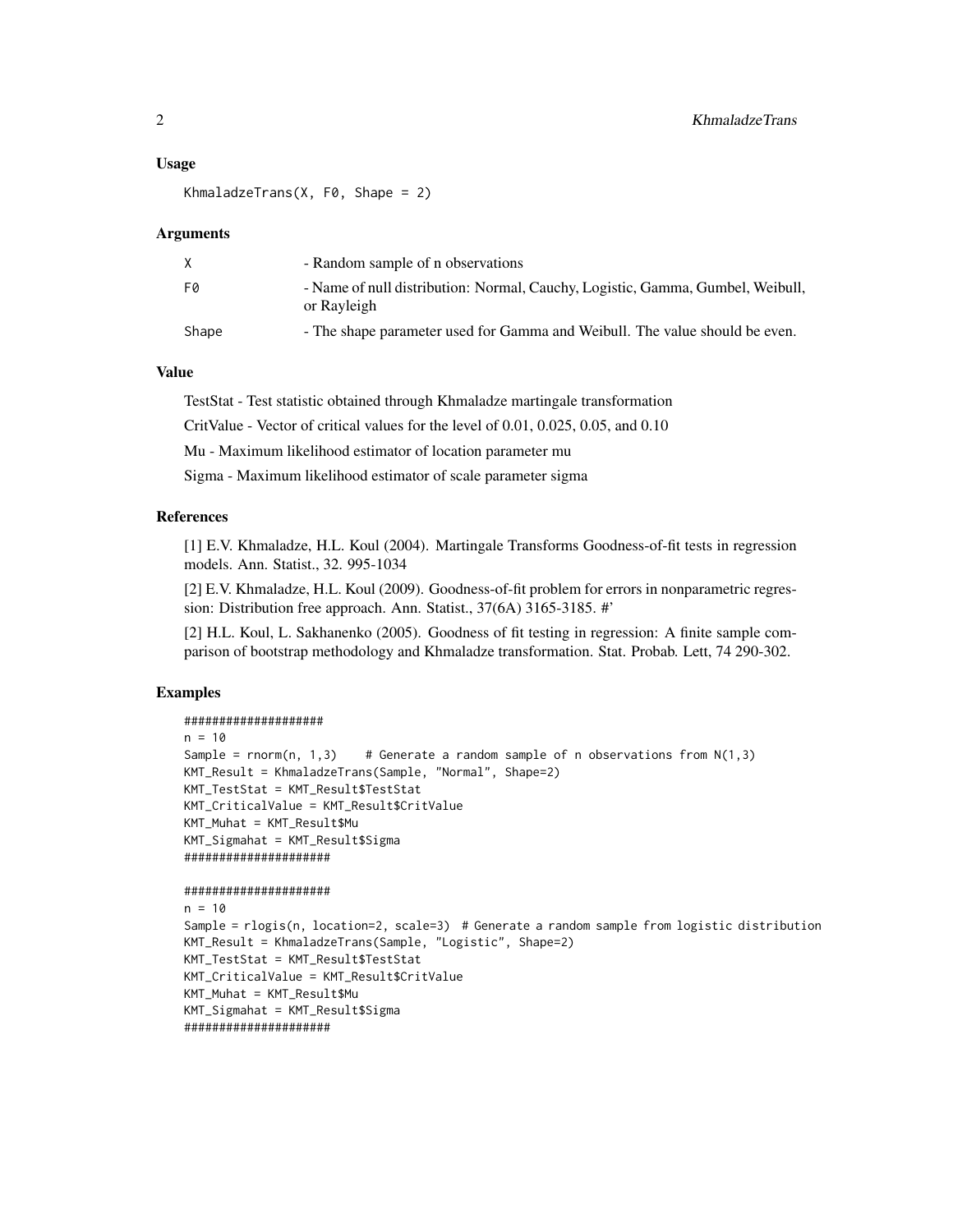### Usage

```
KhmaladzeTrans(X, F0, Shape = 2)
```

### Arguments

| | |
|---|---|
| X | - Random sample of n observations |
| F0 | - Name of null distribution: Normal, Cauchy, Logistic, Gamma, Gumbel, Weibull, or Rayleigh |
| Shape | - The shape parameter used for Gamma and Weibull. The value should be even. |

### Value

TestStat - Test statistic obtained through Khmaladze martingale transformation

CritValue - Vector of critical values for the level of 0.01, 0.025, 0.05, and 0.10

Mu - Maximum likelihood estimator of location parameter mu

Sigma - Maximum likelihood estimator of scale parameter sigma

### References

[1] E.V. Khmaladze, H.L. Koul (2004). Martingale Transforms Goodness-of-fit tests in regression models. Ann. Statist., 32. 995-1034

[2] E.V. Khmaladze, H.L. Koul (2009). Goodness-of-fit problem for errors in nonparametric regression: Distribution free approach. Ann. Statist., 37(6A) 3165-3185. #'

[2] H.L. Koul, L. Sakhanenko (2005). Goodness of fit testing in regression: A finite sample comparison of bootstrap methodology and Khmaladze transformation. Stat. Probab. Lett, 74 290-302.

### Examples

```
####################
n = 10
Sample = rnorm(n, 1,3)    # Generate a random sample of n observations from N(1,3)
KMT_Result = KhmaladzeTrans(Sample, "Normal", Shape=2)
KMT_TestStat = KMT_Result$TestStat
KMT_CriticalValue = KMT_Result$CritValue
KMT_Muhat = KMT_Result$Mu
KMT_Sigmahat = KMT_Result$Sigma
#####################

#####################
n = 10
Sample = rlogis(n, location=2, scale=3)  # Generate a random sample from logistic distribution
KMT_Result = KhmaladzeTrans(Sample, "Logistic", Shape=2)
KMT_TestStat = KMT_Result$TestStat
KMT_CriticalValue = KMT_Result$CritValue
KMT_Muhat = KMT_Result$Mu
KMT_Sigmahat = KMT_Result$Sigma
#####################
```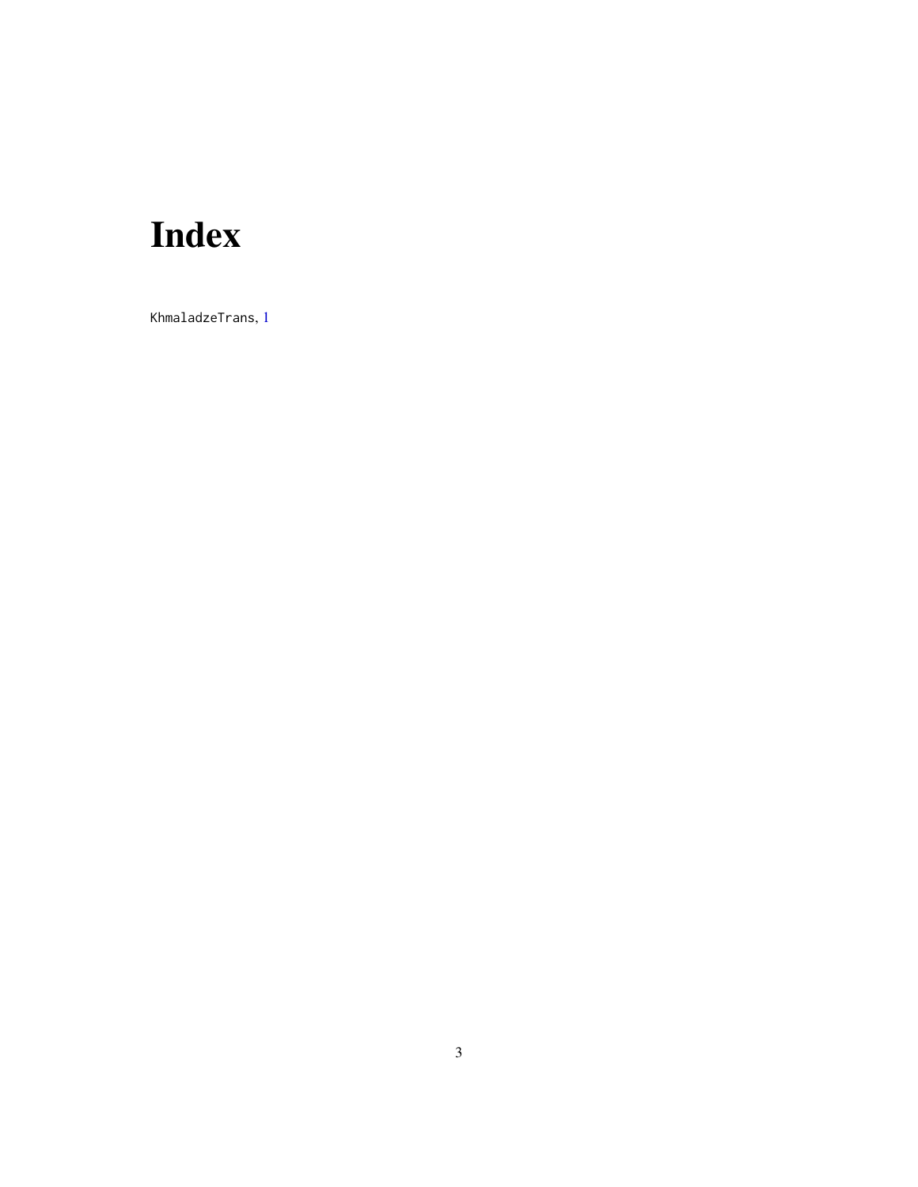# Index

KhmaladzeTrans, 1